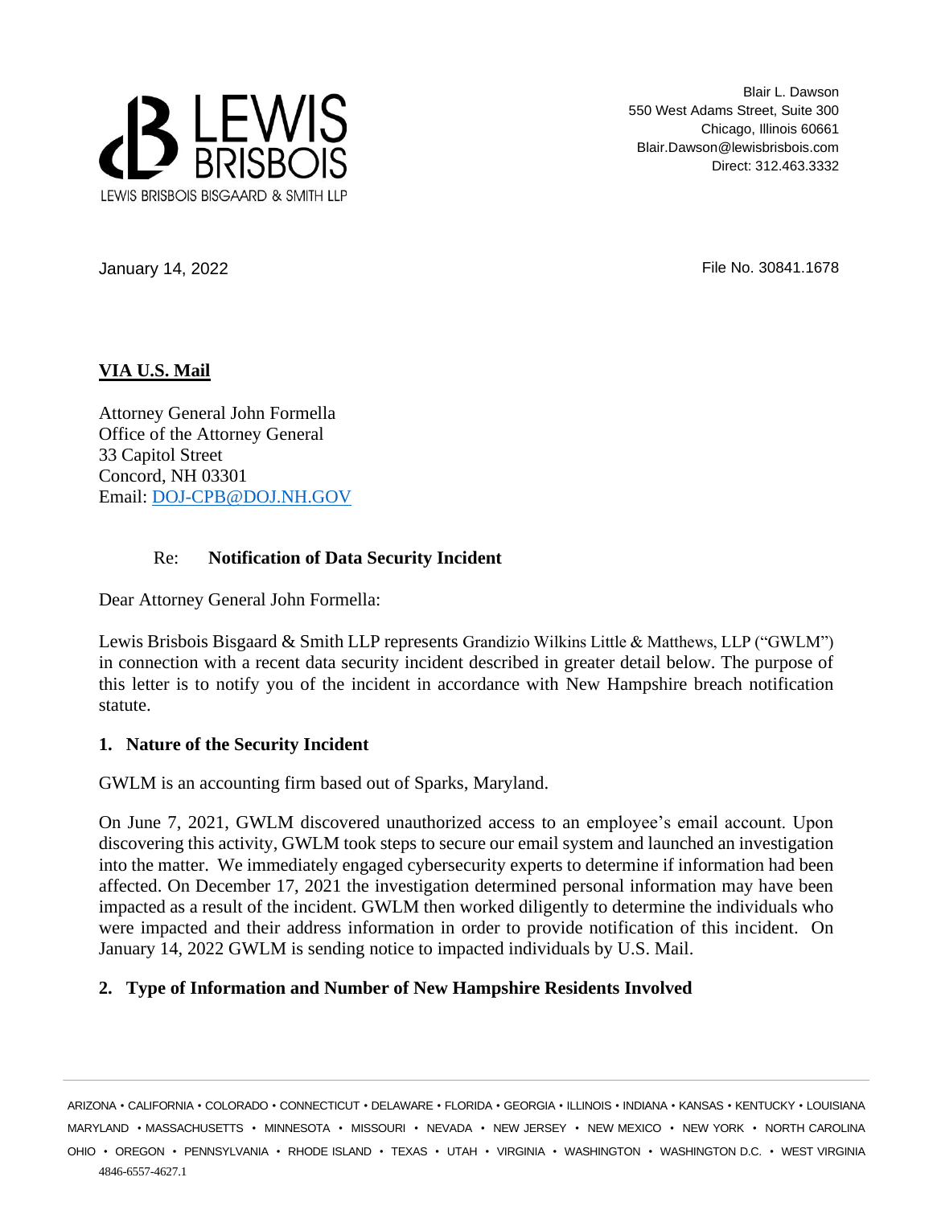LEWIS BRISBOIS
LEWIS BRISBOIS BISGAARD & SMITH LLP

Blair L. Dawson
550 West Adams Street, Suite 300
Chicago, Illinois 60661
Blair.Dawson@lewisbrisbois.com
Direct: 312.463.3332

January 14, 2022

File No. 30841.1678

**VIA U.S. Mail**

Attorney General John Formella
Office of the Attorney General
33 Capitol Street
Concord, NH 03301
Email: DOJ-CPB@DOJ.NH.GOV

Re: **Notification of Data Security Incident**

Dear Attorney General John Formella:

Lewis Brisbois Bisgaard & Smith LLP represents Grandizio Wilkins Little & Matthews, LLP ("GWLM") in connection with a recent data security incident described in greater detail below. The purpose of this letter is to notify you of the incident in accordance with New Hampshire breach notification statute.

## 1. Nature of the Security Incident

GWLM is an accounting firm based out of Sparks, Maryland.

On June 7, 2021, GWLM discovered unauthorized access to an employee's email account. Upon discovering this activity, GWLM took steps to secure our email system and launched an investigation into the matter. We immediately engaged cybersecurity experts to determine if information had been affected. On December 17, 2021 the investigation determined personal information may have been impacted as a result of the incident. GWLM then worked diligently to determine the individuals who were impacted and their address information in order to provide notification of this incident. On January 14, 2022 GWLM is sending notice to impacted individuals by U.S. Mail.

## 2. Type of Information and Number of New Hampshire Residents Involved

ARIZONA • CALIFORNIA • COLORADO • CONNECTICUT • DELAWARE • FLORIDA • GEORGIA • ILLINOIS • INDIANA • KANSAS • KENTUCKY • LOUISIANA MARYLAND • MASSACHUSETTS • MINNESOTA • MISSOURI • NEVADA • NEW JERSEY • NEW MEXICO • NEW YORK • NORTH CAROLINA OHIO • OREGON • PENNSYLVANIA • RHODE ISLAND • TEXAS • UTAH • VIRGINIA • WASHINGTON • WASHINGTON D.C. • WEST VIRGINIA

4846-6557-4627.1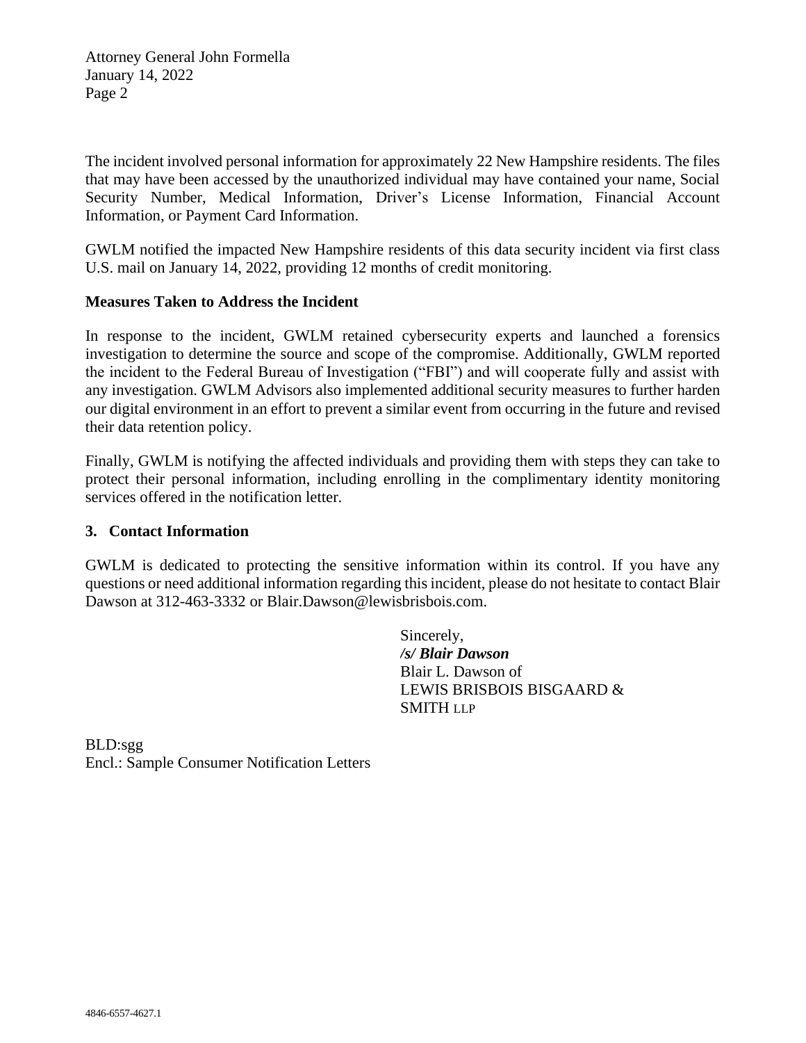The incident involved personal information for approximately 22 New Hampshire residents. The files that may have been accessed by the unauthorized individual may have contained your name, Social Security Number, Medical Information, Driver's License Information, Financial Account Information, or Payment Card Information.

GWLM notified the impacted New Hampshire residents of this data security incident via first class U.S. mail on January 14, 2022, providing 12 months of credit monitoring.

**Measures Taken to Address the Incident**

In response to the incident, GWLM retained cybersecurity experts and launched a forensics investigation to determine the source and scope of the compromise. Additionally, GWLM reported the incident to the Federal Bureau of Investigation ("FBI") and will cooperate fully and assist with any investigation. GWLM Advisors also implemented additional security measures to further harden our digital environment in an effort to prevent a similar event from occurring in the future and revised their data retention policy.

Finally, GWLM is notifying the affected individuals and providing them with steps they can take to protect their personal information, including enrolling in the complimentary identity monitoring services offered in the notification letter.

**3. Contact Information**

GWLM is dedicated to protecting the sensitive information within its control. If you have any questions or need additional information regarding this incident, please do not hesitate to contact Blair Dawson at 312-463-3332 or Blair.Dawson@lewisbrisbois.com.

Sincerely,
***/s/ Blair Dawson***
Blair L. Dawson of
LEWIS BRISBOIS BISGAARD & SMITH LLP

BLD:sgg
Encl.: Sample Consumer Notification Letters

4846-6557-4627.1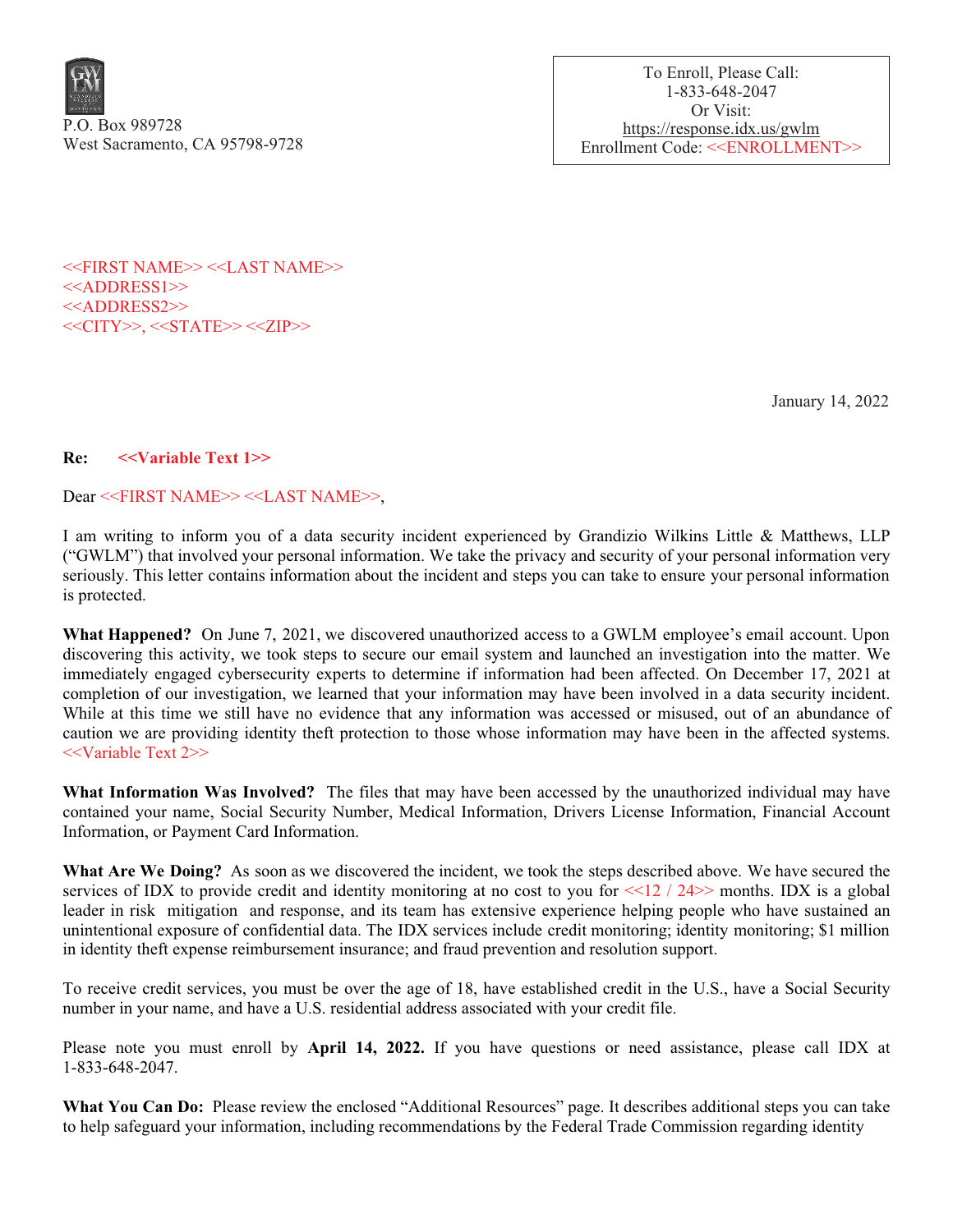P.O. Box 989728
West Sacramento, CA 95798-9728

To Enroll, Please Call:
1-833-648-2047
Or Visit:
https://response.idx.us/gwlm
Enrollment Code: <<ENROLLMENT>>

<<FIRST NAME>> <<LAST NAME>>
<<ADDRESS1>>
<<ADDRESS2>>
<<CITY>>, <<STATE>> <<ZIP>>

January 14, 2022

**Re: <<Variable Text 1>>**

Dear <<FIRST NAME>> <<LAST NAME>>,

I am writing to inform you of a data security incident experienced by Grandizio Wilkins Little & Matthews, LLP ("GWLM") that involved your personal information. We take the privacy and security of your personal information very seriously. This letter contains information about the incident and steps you can take to ensure your personal information is protected.

**What Happened?** On June 7, 2021, we discovered unauthorized access to a GWLM employee's email account. Upon discovering this activity, we took steps to secure our email system and launched an investigation into the matter. We immediately engaged cybersecurity experts to determine if information had been affected. On December 17, 2021 at completion of our investigation, we learned that your information may have been involved in a data security incident. While at this time we still have no evidence that any information was accessed or misused, out of an abundance of caution we are providing identity theft protection to those whose information may have been in the affected systems. <<Variable Text 2>>

**What Information Was Involved?** The files that may have been accessed by the unauthorized individual may have contained your name, Social Security Number, Medical Information, Drivers License Information, Financial Account Information, or Payment Card Information.

**What Are We Doing?** As soon as we discovered the incident, we took the steps described above. We have secured the services of IDX to provide credit and identity monitoring at no cost to you for <<12 / 24>> months. IDX is a global leader in risk mitigation and response, and its team has extensive experience helping people who have sustained an unintentional exposure of confidential data. The IDX services include credit monitoring; identity monitoring; $1 million in identity theft expense reimbursement insurance; and fraud prevention and resolution support.

To receive credit services, you must be over the age of 18, have established credit in the U.S., have a Social Security number in your name, and have a U.S. residential address associated with your credit file.

Please note you must enroll by **April 14, 2022.** If you have questions or need assistance, please call IDX at 1-833-648-2047.

**What You Can Do:** Please review the enclosed "Additional Resources" page. It describes additional steps you can take to help safeguard your information, including recommendations by the Federal Trade Commission regarding identity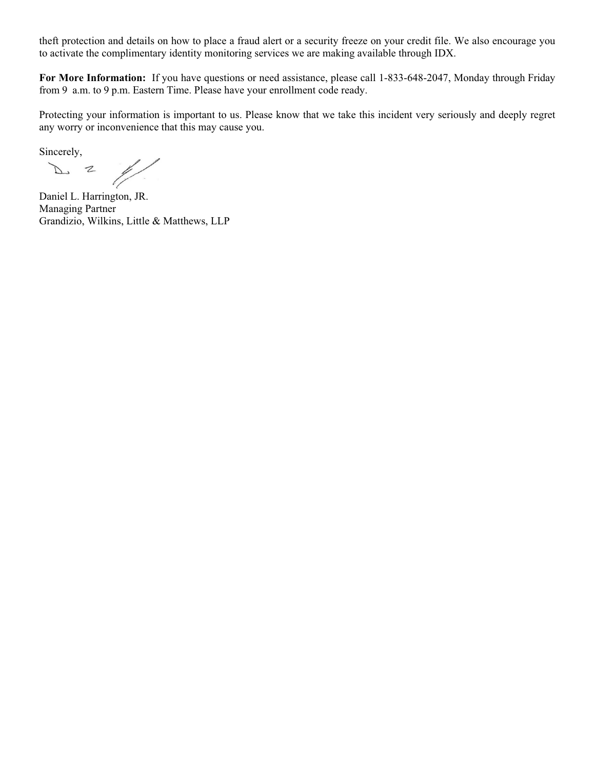theft protection and details on how to place a fraud alert or a security freeze on your credit file. We also encourage you to activate the complimentary identity monitoring services we are making available through IDX.

**For More Information:** If you have questions or need assistance, please call 1-833-648-2047, Monday through Friday from 9 a.m. to 9 p.m. Eastern Time. Please have your enrollment code ready.

Protecting your information is important to us. Please know that we take this incident very seriously and deeply regret any worry or inconvenience that this may cause you.

Sincerely,

Daniel L. Harrington, JR.
Managing Partner
Grandizio, Wilkins, Little & Matthews, LLP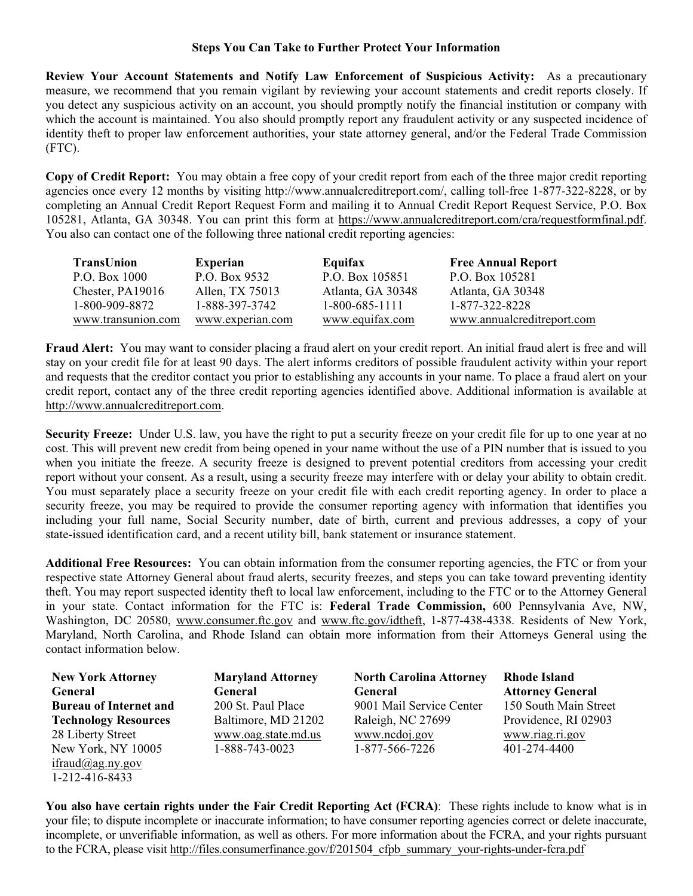## Steps You Can Take to Further Protect Your Information

**Review Your Account Statements and Notify Law Enforcement of Suspicious Activity:** As a precautionary measure, we recommend that you remain vigilant by reviewing your account statements and credit reports closely. If you detect any suspicious activity on an account, you should promptly notify the financial institution or company with which the account is maintained. You also should promptly report any fraudulent activity or any suspected incidence of identity theft to proper law enforcement authorities, your state attorney general, and/or the Federal Trade Commission (FTC).

**Copy of Credit Report:** You may obtain a free copy of your credit report from each of the three major credit reporting agencies once every 12 months by visiting http://www.annualcreditreport.com/, calling toll-free 1-877-322-8228, or by completing an Annual Credit Report Request Form and mailing it to Annual Credit Report Request Service, P.O. Box 105281, Atlanta, GA 30348. You can print this form at https://www.annualcreditreport.com/cra/requestformfinal.pdf. You also can contact one of the following three national credit reporting agencies:

| **TransUnion** | **Experian** | **Equifax** | **Free Annual Report** |
|---|---|---|---|
| P.O. Box 1000 | P.O. Box 9532 | P.O. Box 105851 | P.O. Box 105281 |
| Chester, PA19016 | Allen, TX 75013 | Atlanta, GA 30348 | Atlanta, GA 30348 |
| 1-800-909-8872 | 1-888-397-3742 | 1-800-685-1111 | 1-877-322-8228 |
| www.transunion.com | www.experian.com | www.equifax.com | www.annualcreditreport.com |

**Fraud Alert:** You may want to consider placing a fraud alert on your credit report. An initial fraud alert is free and will stay on your credit file for at least 90 days. The alert informs creditors of possible fraudulent activity within your report and requests that the creditor contact you prior to establishing any accounts in your name. To place a fraud alert on your credit report, contact any of the three credit reporting agencies identified above. Additional information is available at http://www.annualcreditreport.com.

**Security Freeze:** Under U.S. law, you have the right to put a security freeze on your credit file for up to one year at no cost. This will prevent new credit from being opened in your name without the use of a PIN number that is issued to you when you initiate the freeze. A security freeze is designed to prevent potential creditors from accessing your credit report without your consent. As a result, using a security freeze may interfere with or delay your ability to obtain credit. You must separately place a security freeze on your credit file with each credit reporting agency. In order to place a security freeze, you may be required to provide the consumer reporting agency with information that identifies you including your full name, Social Security number, date of birth, current and previous addresses, a copy of your state-issued identification card, and a recent utility bill, bank statement or insurance statement.

**Additional Free Resources:** You can obtain information from the consumer reporting agencies, the FTC or from your respective state Attorney General about fraud alerts, security freezes, and steps you can take toward preventing identity theft. You may report suspected identity theft to local law enforcement, including to the FTC or to the Attorney General in your state. Contact information for the FTC is: **Federal Trade Commission,** 600 Pennsylvania Ave, NW, Washington, DC 20580, www.consumer.ftc.gov and www.ftc.gov/idtheft, 1-877-438-4338. Residents of New York, Maryland, North Carolina, and Rhode Island can obtain more information from their Attorneys General using the contact information below.

| **New York Attorney General** | **Maryland Attorney General** | **North Carolina Attorney General** | **Rhode Island Attorney General** |
|---|---|---|---|
| **Bureau of Internet and Technology Resources** | 200 St. Paul Place | 9001 Mail Service Center | 150 South Main Street |
| 28 Liberty Street | Baltimore, MD 21202 | Raleigh, NC 27699 | Providence, RI 02903 |
| New York, NY 10005 | www.oag.state.md.us | www.ncdoj.gov | www.riag.ri.gov |
| ifraud@ag.ny.gov | 1-888-743-0023 | 1-877-566-7226 | 401-274-4400 |
| 1-212-416-8433 | | | |

**You also have certain rights under the Fair Credit Reporting Act (FCRA)**: These rights include to know what is in your file; to dispute incomplete or inaccurate information; to have consumer reporting agencies correct or delete inaccurate, incomplete, or unverifiable information, as well as others. For more information about the FCRA, and your rights pursuant to the FCRA, please visit http://files.consumerfinance.gov/f/201504_cfpb_summary_your-rights-under-fcra.pdf